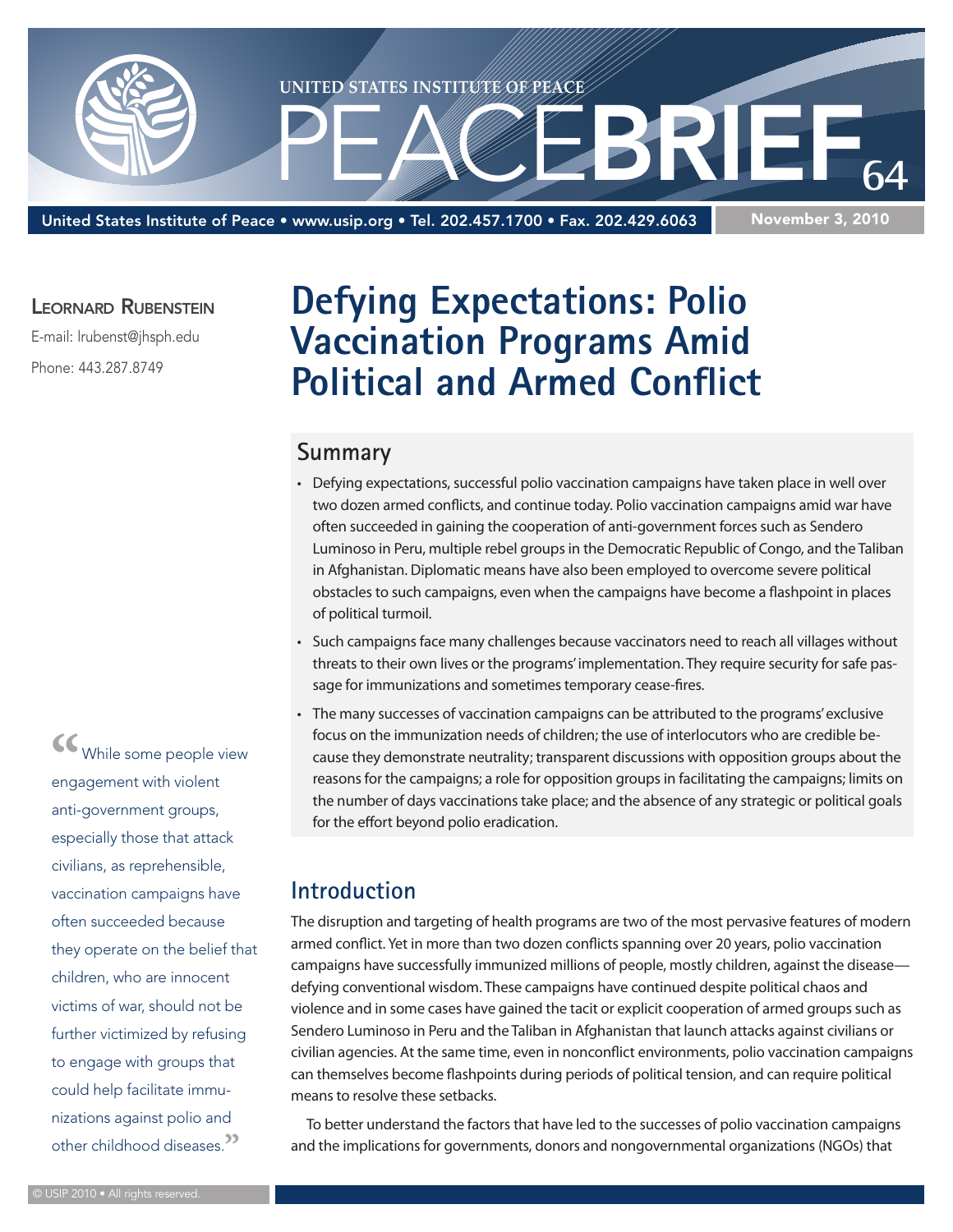UNITED STATES INSTITUTE OF PEACE

# PEACEBRIEF 64

United States Institute of Peace • www.usip.org • Tel. 202.457.1700 • Fax. 202.429.6063

November 3, 2010

Leornard Rubenstein

E-mail: lrubenst@jhsph.edu

Phone: 443.287.8749

# Defying Expectations: Polio Vaccination Programs Amid Political and Armed Conflict

## Summary

- Defying expectations, successful polio vaccination campaigns have taken place in well over two dozen armed conflicts, and continue today. Polio vaccination campaigns amid war have often succeeded in gaining the cooperation of anti-government forces such as Sendero Luminoso in Peru, multiple rebel groups in the Democratic Republic of Congo, and the Taliban in Afghanistan. Diplomatic means have also been employed to overcome severe political obstacles to such campaigns, even when the campaigns have become a flashpoint in places of political turmoil.
- Such campaigns face many challenges because vaccinators need to reach all villages without threats to their own lives or the programs' implementation. They require security for safe passage for immunizations and sometimes temporary cease-fires.
- The many successes of vaccination campaigns can be attributed to the programs' exclusive focus on the immunization needs of children; the use of interlocutors who are credible because they demonstrate neutrality; transparent discussions with opposition groups about the reasons for the campaigns; a role for opposition groups in facilitating the campaigns; limits on the number of days vaccinations take place; and the absence of any strategic or political goals for the effort beyond polio eradication.

> "While some people view engagement with violent anti-government groups, especially those that attack civilians, as reprehensible, vaccination campaigns have often succeeded because they operate on the belief that children, who are innocent victims of war, should not be further victimized by refusing to engage with groups that could help facilitate immunizations against polio and other childhood diseases."

## Introduction

The disruption and targeting of health programs are two of the most pervasive features of modern armed conflict. Yet in more than two dozen conflicts spanning over 20 years, polio vaccination campaigns have successfully immunized millions of people, mostly children, against the disease—defying conventional wisdom. These campaigns have continued despite political chaos and violence and in some cases have gained the tacit or explicit cooperation of armed groups such as Sendero Luminoso in Peru and the Taliban in Afghanistan that launch attacks against civilians or civilian agencies. At the same time, even in nonconflict environments, polio vaccination campaigns can themselves become flashpoints during periods of political tension, and can require political means to resolve these setbacks.

To better understand the factors that have led to the successes of polio vaccination campaigns and the implications for governments, donors and nongovernmental organizations (NGOs) that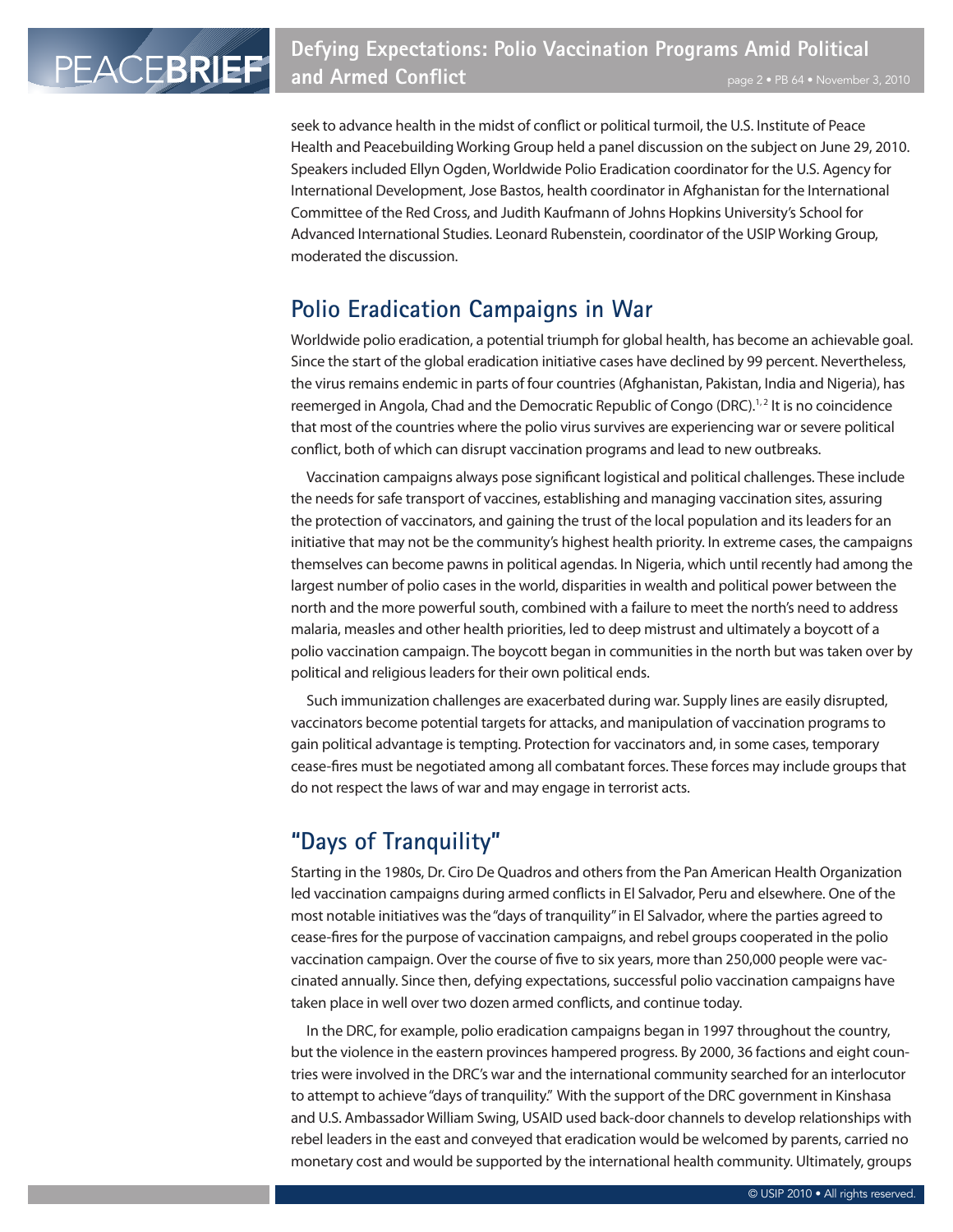seek to advance health in the midst of conflict or political turmoil, the U.S. Institute of Peace Health and Peacebuilding Working Group held a panel discussion on the subject on June 29, 2010. Speakers included Ellyn Ogden, Worldwide Polio Eradication coordinator for the U.S. Agency for International Development, Jose Bastos, health coordinator in Afghanistan for the International Committee of the Red Cross, and Judith Kaufmann of Johns Hopkins University's School for Advanced International Studies. Leonard Rubenstein, coordinator of the USIP Working Group, moderated the discussion.

## Polio Eradication Campaigns in War

Worldwide polio eradication, a potential triumph for global health, has become an achievable goal. Since the start of the global eradication initiative cases have declined by 99 percent. Nevertheless, the virus remains endemic in parts of four countries (Afghanistan, Pakistan, India and Nigeria), has reemerged in Angola, Chad and the Democratic Republic of Congo (DRC).[1, 2] It is no coincidence that most of the countries where the polio virus survives are experiencing war or severe political conflict, both of which can disrupt vaccination programs and lead to new outbreaks.

Vaccination campaigns always pose significant logistical and political challenges. These include the needs for safe transport of vaccines, establishing and managing vaccination sites, assuring the protection of vaccinators, and gaining the trust of the local population and its leaders for an initiative that may not be the community's highest health priority. In extreme cases, the campaigns themselves can become pawns in political agendas. In Nigeria, which until recently had among the largest number of polio cases in the world, disparities in wealth and political power between the north and the more powerful south, combined with a failure to meet the north's need to address malaria, measles and other health priorities, led to deep mistrust and ultimately a boycott of a polio vaccination campaign. The boycott began in communities in the north but was taken over by political and religious leaders for their own political ends.

Such immunization challenges are exacerbated during war. Supply lines are easily disrupted, vaccinators become potential targets for attacks, and manipulation of vaccination programs to gain political advantage is tempting. Protection for vaccinators and, in some cases, temporary cease-fires must be negotiated among all combatant forces. These forces may include groups that do not respect the laws of war and may engage in terrorist acts.

## "Days of Tranquility"

Starting in the 1980s, Dr. Ciro De Quadros and others from the Pan American Health Organization led vaccination campaigns during armed conflicts in El Salvador, Peru and elsewhere. One of the most notable initiatives was the "days of tranquility" in El Salvador, where the parties agreed to cease-fires for the purpose of vaccination campaigns, and rebel groups cooperated in the polio vaccination campaign. Over the course of five to six years, more than 250,000 people were vaccinated annually. Since then, defying expectations, successful polio vaccination campaigns have taken place in well over two dozen armed conflicts, and continue today.

In the DRC, for example, polio eradication campaigns began in 1997 throughout the country, but the violence in the eastern provinces hampered progress. By 2000, 36 factions and eight countries were involved in the DRC's war and the international community searched for an interlocutor to attempt to achieve "days of tranquility." With the support of the DRC government in Kinshasa and U.S. Ambassador William Swing, USAID used back-door channels to develop relationships with rebel leaders in the east and conveyed that eradication would be welcomed by parents, carried no monetary cost and would be supported by the international health community. Ultimately, groups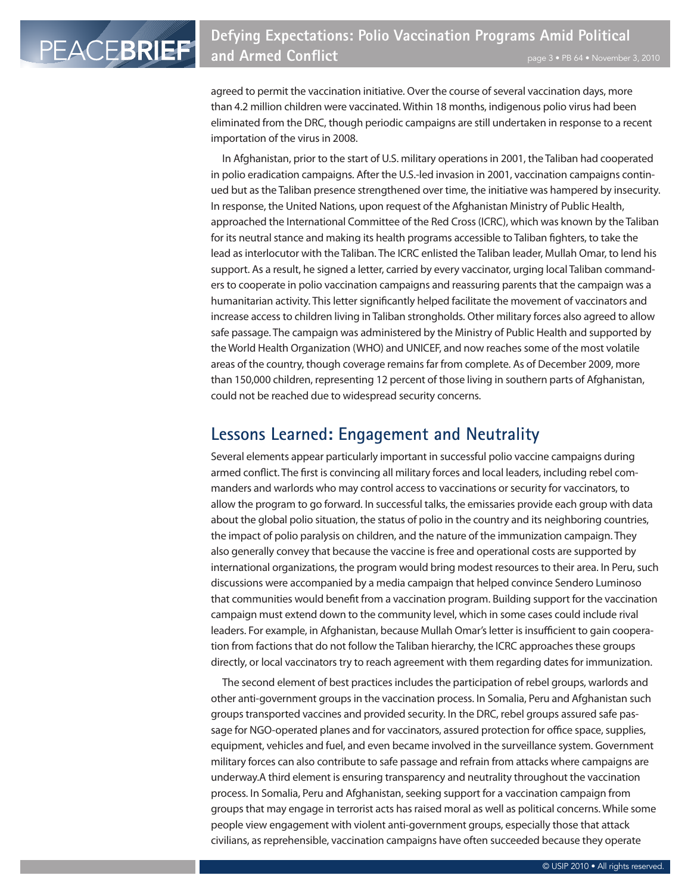agreed to permit the vaccination initiative. Over the course of several vaccination days, more than 4.2 million children were vaccinated. Within 18 months, indigenous polio virus had been eliminated from the DRC, though periodic campaigns are still undertaken in response to a recent importation of the virus in 2008.

In Afghanistan, prior to the start of U.S. military operations in 2001, the Taliban had cooperated in polio eradication campaigns. After the U.S.-led invasion in 2001, vaccination campaigns continued but as the Taliban presence strengthened over time, the initiative was hampered by insecurity. In response, the United Nations, upon request of the Afghanistan Ministry of Public Health, approached the International Committee of the Red Cross (ICRC), which was known by the Taliban for its neutral stance and making its health programs accessible to Taliban fighters, to take the lead as interlocutor with the Taliban. The ICRC enlisted the Taliban leader, Mullah Omar, to lend his support. As a result, he signed a letter, carried by every vaccinator, urging local Taliban commanders to cooperate in polio vaccination campaigns and reassuring parents that the campaign was a humanitarian activity. This letter significantly helped facilitate the movement of vaccinators and increase access to children living in Taliban strongholds. Other military forces also agreed to allow safe passage. The campaign was administered by the Ministry of Public Health and supported by the World Health Organization (WHO) and UNICEF, and now reaches some of the most volatile areas of the country, though coverage remains far from complete. As of December 2009, more than 150,000 children, representing 12 percent of those living in southern parts of Afghanistan, could not be reached due to widespread security concerns.

## Lessons Learned: Engagement and Neutrality

Several elements appear particularly important in successful polio vaccine campaigns during armed conflict. The first is convincing all military forces and local leaders, including rebel commanders and warlords who may control access to vaccinations or security for vaccinators, to allow the program to go forward. In successful talks, the emissaries provide each group with data about the global polio situation, the status of polio in the country and its neighboring countries, the impact of polio paralysis on children, and the nature of the immunization campaign. They also generally convey that because the vaccine is free and operational costs are supported by international organizations, the program would bring modest resources to their area. In Peru, such discussions were accompanied by a media campaign that helped convince Sendero Luminoso that communities would benefit from a vaccination program. Building support for the vaccination campaign must extend down to the community level, which in some cases could include rival leaders. For example, in Afghanistan, because Mullah Omar's letter is insufficient to gain cooperation from factions that do not follow the Taliban hierarchy, the ICRC approaches these groups directly, or local vaccinators try to reach agreement with them regarding dates for immunization.

The second element of best practices includes the participation of rebel groups, warlords and other anti-government groups in the vaccination process. In Somalia, Peru and Afghanistan such groups transported vaccines and provided security. In the DRC, rebel groups assured safe passage for NGO-operated planes and for vaccinators, assured protection for office space, supplies, equipment, vehicles and fuel, and even became involved in the surveillance system. Government military forces can also contribute to safe passage and refrain from attacks where campaigns are underway.A third element is ensuring transparency and neutrality throughout the vaccination process. In Somalia, Peru and Afghanistan, seeking support for a vaccination campaign from groups that may engage in terrorist acts has raised moral as well as political concerns. While some people view engagement with violent anti-government groups, especially those that attack civilians, as reprehensible, vaccination campaigns have often succeeded because they operate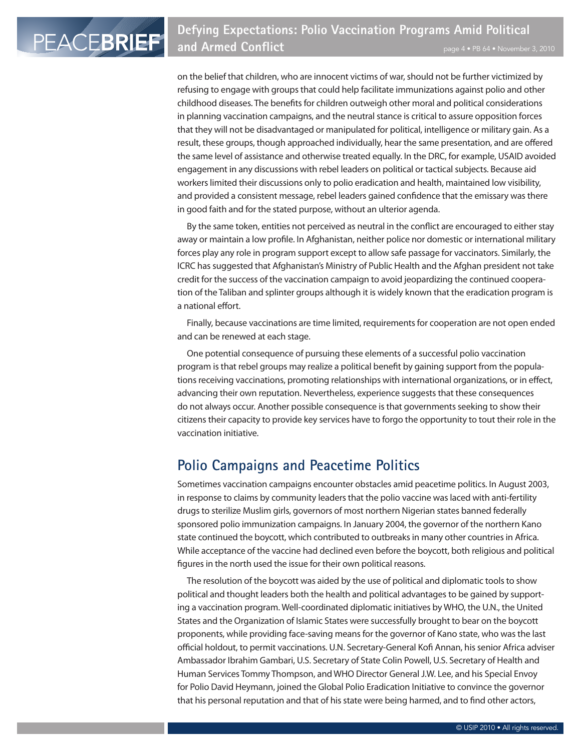on the belief that children, who are innocent victims of war, should not be further victimized by refusing to engage with groups that could help facilitate immunizations against polio and other childhood diseases. The benefits for children outweigh other moral and political considerations in planning vaccination campaigns, and the neutral stance is critical to assure opposition forces that they will not be disadvantaged or manipulated for political, intelligence or military gain. As a result, these groups, though approached individually, hear the same presentation, and are offered the same level of assistance and otherwise treated equally. In the DRC, for example, USAID avoided engagement in any discussions with rebel leaders on political or tactical subjects. Because aid workers limited their discussions only to polio eradication and health, maintained low visibility, and provided a consistent message, rebel leaders gained confidence that the emissary was there in good faith and for the stated purpose, without an ulterior agenda.

By the same token, entities not perceived as neutral in the conflict are encouraged to either stay away or maintain a low profile. In Afghanistan, neither police nor domestic or international military forces play any role in program support except to allow safe passage for vaccinators. Similarly, the ICRC has suggested that Afghanistan's Ministry of Public Health and the Afghan president not take credit for the success of the vaccination campaign to avoid jeopardizing the continued cooperation of the Taliban and splinter groups although it is widely known that the eradication program is a national effort.

Finally, because vaccinations are time limited, requirements for cooperation are not open ended and can be renewed at each stage.

One potential consequence of pursuing these elements of a successful polio vaccination program is that rebel groups may realize a political benefit by gaining support from the populations receiving vaccinations, promoting relationships with international organizations, or in effect, advancing their own reputation. Nevertheless, experience suggests that these consequences do not always occur. Another possible consequence is that governments seeking to show their citizens their capacity to provide key services have to forgo the opportunity to tout their role in the vaccination initiative.

## Polio Campaigns and Peacetime Politics

Sometimes vaccination campaigns encounter obstacles amid peacetime politics. In August 2003, in response to claims by community leaders that the polio vaccine was laced with anti-fertility drugs to sterilize Muslim girls, governors of most northern Nigerian states banned federally sponsored polio immunization campaigns. In January 2004, the governor of the northern Kano state continued the boycott, which contributed to outbreaks in many other countries in Africa. While acceptance of the vaccine had declined even before the boycott, both religious and political figures in the north used the issue for their own political reasons.

The resolution of the boycott was aided by the use of political and diplomatic tools to show political and thought leaders both the health and political advantages to be gained by supporting a vaccination program. Well-coordinated diplomatic initiatives by WHO, the U.N., the United States and the Organization of Islamic States were successfully brought to bear on the boycott proponents, while providing face-saving means for the governor of Kano state, who was the last official holdout, to permit vaccinations. U.N. Secretary-General Kofi Annan, his senior Africa adviser Ambassador Ibrahim Gambari, U.S. Secretary of State Colin Powell, U.S. Secretary of Health and Human Services Tommy Thompson, and WHO Director General J.W. Lee, and his Special Envoy for Polio David Heymann, joined the Global Polio Eradication Initiative to convince the governor that his personal reputation and that of his state were being harmed, and to find other actors,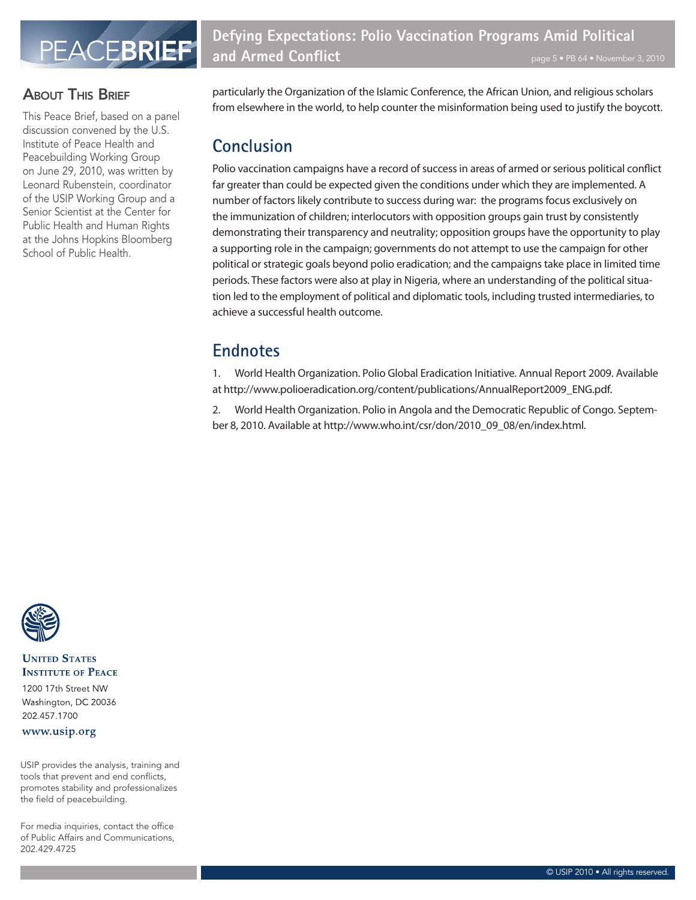particularly the Organization of the Islamic Conference, the African Union, and religious scholars from elsewhere in the world, to help counter the misinformation being used to justify the boycott.

## Conclusion

Polio vaccination campaigns have a record of success in areas of armed or serious political conflict far greater than could be expected given the conditions under which they are implemented. A number of factors likely contribute to success during war: the programs focus exclusively on the immunization of children; interlocutors with opposition groups gain trust by consistently demonstrating their transparency and neutrality; opposition groups have the opportunity to play a supporting role in the campaign; governments do not attempt to use the campaign for other political or strategic goals beyond polio eradication; and the campaigns take place in limited time periods. These factors were also at play in Nigeria, where an understanding of the political situation led to the employment of political and diplomatic tools, including trusted intermediaries, to achieve a successful health outcome.

## Endnotes

1. World Health Organization. Polio Global Eradication Initiative. Annual Report 2009. Available at http://www.polioeradication.org/content/publications/AnnualReport2009_ENG.pdf.

2. World Health Organization. Polio in Angola and the Democratic Republic of Congo. September 8, 2010. Available at http://www.who.int/csr/don/2010_09_08/en/index.html.

### About This Brief

This Peace Brief, based on a panel discussion convened by the U.S. Institute of Peace Health and Peacebuilding Working Group on June 29, 2010, was written by Leonard Rubenstein, coordinator of the USIP Working Group and a Senior Scientist at the Center for Public Health and Human Rights at the Johns Hopkins Bloomberg School of Public Health.

**United States Institute of Peace**
1200 17th Street NW
Washington, DC 20036
202.457.1700
www.usip.org

USIP provides the analysis, training and tools that prevent and end conflicts, promotes stability and professionalizes the field of peacebuilding.

For media inquiries, contact the office of Public Affairs and Communications, 202.429.4725

© USIP 2010 • All rights reserved.